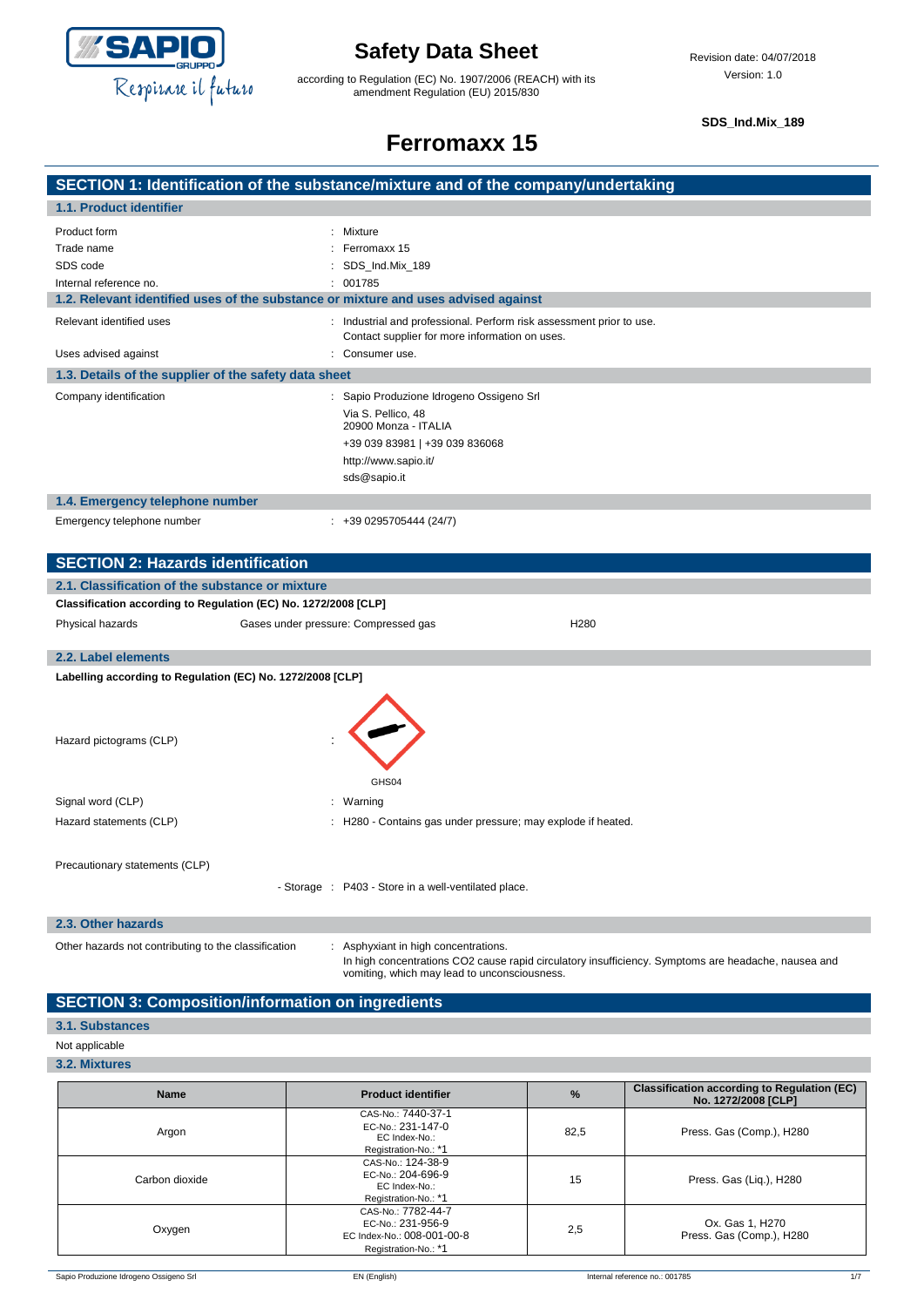# Safety Data Sheet

according to Regulation (EC) No. 1907/2006 (REACH) with its amendment Regulation (EU) 2015/830

Revision date: 04/07/2018
Version: 1.0

**SDS_Ind.Mix_189**

# Ferromaxx 15

## SECTION 1: Identification of the substance/mixture and of the company/undertaking

### 1.1. Product identifier

Product form : Mixture
Trade name : Ferromaxx 15
SDS code : SDS_Ind.Mix_189
Internal reference no. : 001785

### 1.2. Relevant identified uses of the substance or mixture and uses advised against

Relevant identified uses : Industrial and professional. Perform risk assessment prior to use. Contact supplier for more information on uses.
Uses advised against : Consumer use.

### 1.3. Details of the supplier of the safety data sheet

Company identification : Sapio Produzione Idrogeno Ossigeno Srl
Via S. Pellico, 48
20900 Monza - ITALIA
+39 039 83981 | +39 039 836068
http://www.sapio.it/
sds@sapio.it

### 1.4. Emergency telephone number

Emergency telephone number : +39 0295705444 (24/7)

## SECTION 2: Hazards identification

### 2.1. Classification of the substance or mixture

**Classification according to Regulation (EC) No. 1272/2008 [CLP]**

Physical hazards | Gases under pressure: Compressed gas | H280

### 2.2. Label elements

**Labelling according to Regulation (EC) No. 1272/2008 [CLP]**

Hazard pictograms (CLP) : GHS04
Signal word (CLP) : Warning
Hazard statements (CLP) : H280 - Contains gas under pressure; may explode if heated.
Precautionary statements (CLP)
- Storage : P403 - Store in a well-ventilated place.

### 2.3. Other hazards

Other hazards not contributing to the classification : Asphyxiant in high concentrations.
In high concentrations CO2 cause rapid circulatory insufficiency. Symptoms are headache, nausea and vomiting, which may lead to unconsciousness.

## SECTION 3: Composition/information on ingredients

### 3.1. Substances

Not applicable

### 3.2. Mixtures

| Name | Product identifier | % | Classification according to Regulation (EC) No. 1272/2008 [CLP] |
|---|---|---|---|
| Argon | CAS-No.: 7440-37-1<br>EC-No.: 231-147-0<br>EC Index-No.:<br>Registration-No.: *1 | 82,5 | Press. Gas (Comp.), H280 |
| Carbon dioxide | CAS-No.: 124-38-9<br>EC-No.: 204-696-9<br>EC Index-No.:<br>Registration-No.: *1 | 15 | Press. Gas (Liq.), H280 |
| Oxygen | CAS-No.: 7782-44-7<br>EC-No.: 231-956-9<br>EC Index-No.: 008-001-00-8<br>Registration-No.: *1 | 2,5 | Ox. Gas 1, H270<br>Press. Gas (Comp.), H280 |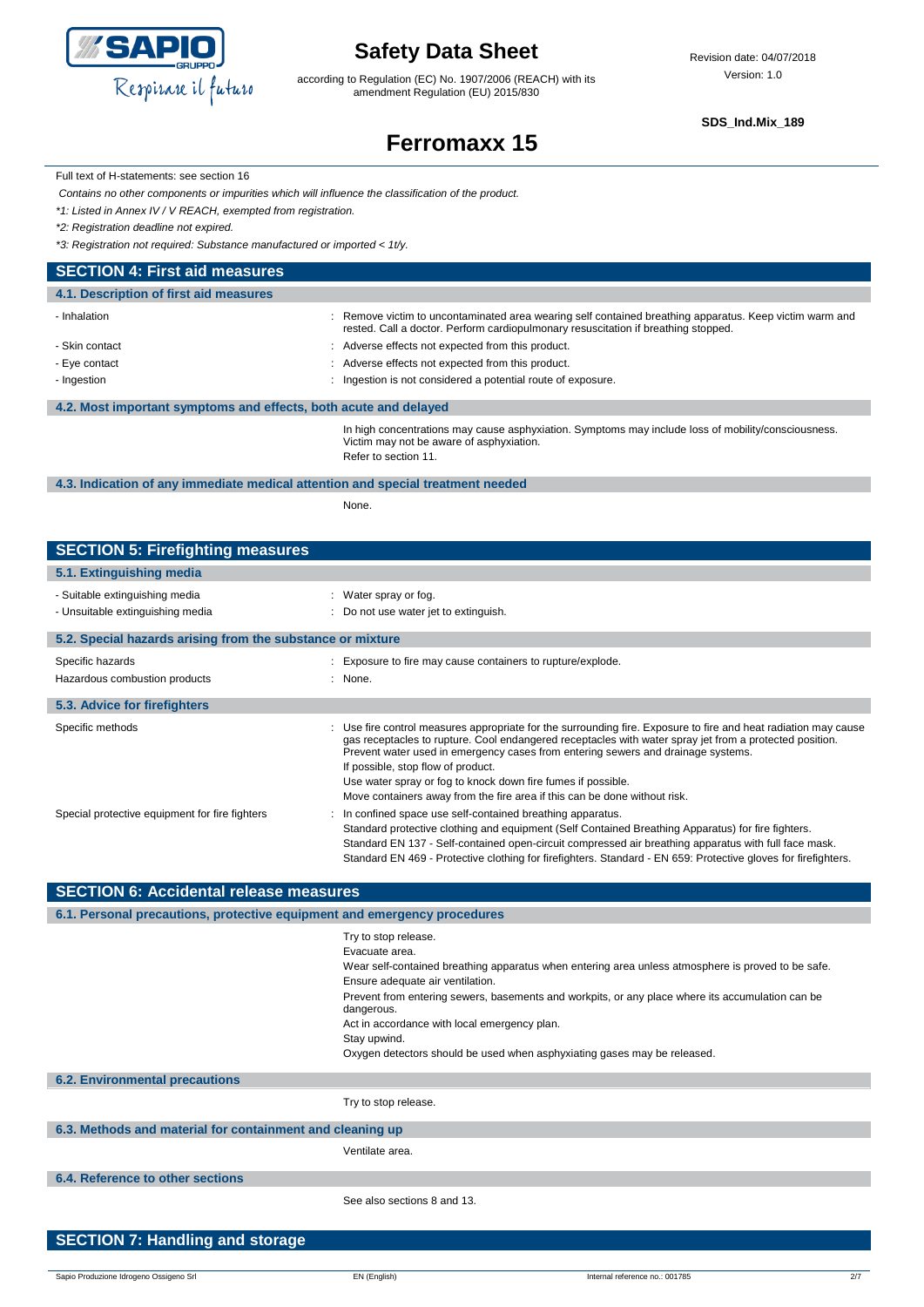Full text of H-statements: see section 16

*Contains no other components or impurities which will influence the classification of the product.*

*\*1: Listed in Annex IV / V REACH, exempted from registration.*

*\*2: Registration deadline not expired.*

*\*3: Registration not required: Substance manufactured or imported < 1t/y.*

## SECTION 4: First aid measures

### 4.1. Description of first aid measures

- Inhalation : Remove victim to uncontaminated area wearing self contained breathing apparatus. Keep victim warm and rested. Call a doctor. Perform cardiopulmonary resuscitation if breathing stopped.
- Skin contact : Adverse effects not expected from this product.
- Eye contact : Adverse effects not expected from this product.
- Ingestion : Ingestion is not considered a potential route of exposure.

### 4.2. Most important symptoms and effects, both acute and delayed

In high concentrations may cause asphyxiation. Symptoms may include loss of mobility/consciousness. Victim may not be aware of asphyxiation.

Refer to section 11.

### 4.3. Indication of any immediate medical attention and special treatment needed

None.

## SECTION 5: Firefighting measures

### 5.1. Extinguishing media

- Suitable extinguishing media : Water spray or fog.
- Unsuitable extinguishing media : Do not use water jet to extinguish.

### 5.2. Special hazards arising from the substance or mixture

Specific hazards : Exposure to fire may cause containers to rupture/explode.

Hazardous combustion products : None.

### 5.3. Advice for firefighters

Specific methods : Use fire control measures appropriate for the surrounding fire. Exposure to fire and heat radiation may cause gas receptacles to rupture. Cool endangered receptacles with water spray jet from a protected position. Prevent water used in emergency cases from entering sewers and drainage systems.

If possible, stop flow of product.

Use water spray or fog to knock down fire fumes if possible.

Move containers away from the fire area if this can be done without risk.

Special protective equipment for fire fighters : In confined space use self-contained breathing apparatus.

Standard protective clothing and equipment (Self Contained Breathing Apparatus) for fire fighters.

Standard EN 137 - Self-contained open-circuit compressed air breathing apparatus with full face mask.

Standard EN 469 - Protective clothing for firefighters. Standard - EN 659: Protective gloves for firefighters.

## SECTION 6: Accidental release measures

### 6.1. Personal precautions, protective equipment and emergency procedures

Try to stop release.

Evacuate area.

Wear self-contained breathing apparatus when entering area unless atmosphere is proved to be safe.

Ensure adequate air ventilation.

Prevent from entering sewers, basements and workpits, or any place where its accumulation can be dangerous.

Act in accordance with local emergency plan.

Stay upwind.

Oxygen detectors should be used when asphyxiating gases may be released.

### 6.2. Environmental precautions

Try to stop release.

### 6.3. Methods and material for containment and cleaning up

Ventilate area.

### 6.4. Reference to other sections

See also sections 8 and 13.

## SECTION 7: Handling and storage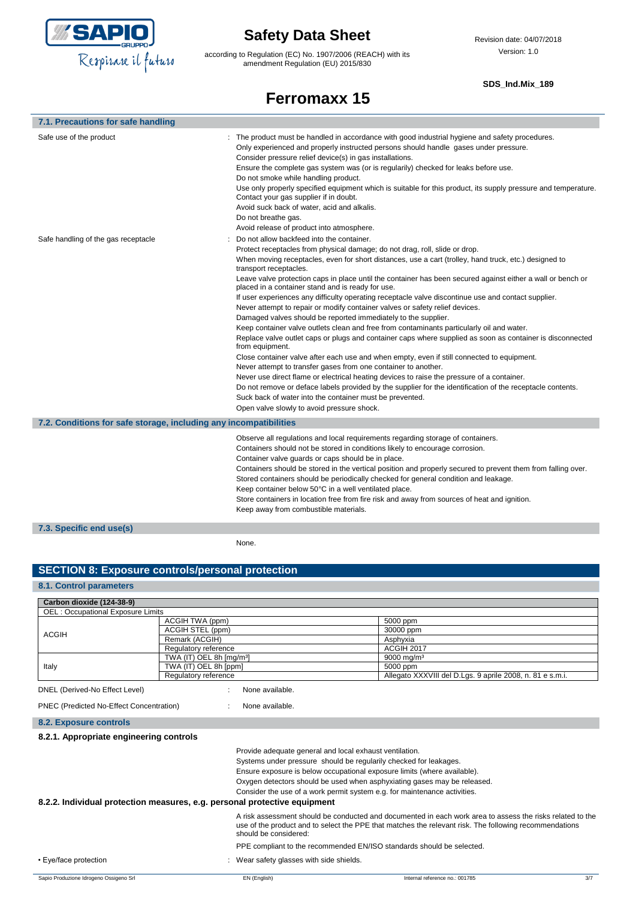### 7.1. Precautions for safe handling

Safe use of the product : The product must be handled in accordance with good industrial hygiene and safety procedures.
Only experienced and properly instructed persons should handle gases under pressure.
Consider pressure relief device(s) in gas installations.
Ensure the complete gas system was (or is regularily) checked for leaks before use.
Do not smoke while handling product.
Use only properly specified equipment which is suitable for this product, its supply pressure and temperature. Contact your gas supplier if in doubt.
Avoid suck back of water, acid and alkalis.
Do not breathe gas.
Avoid release of product into atmosphere.

Safe handling of the gas receptacle : Do not allow backfeed into the container.
Protect receptacles from physical damage; do not drag, roll, slide or drop.
When moving receptacles, even for short distances, use a cart (trolley, hand truck, etc.) designed to transport receptacles.
Leave valve protection caps in place until the container has been secured against either a wall or bench or placed in a container stand and is ready for use.
If user experiences any difficulty operating receptacle valve discontinue use and contact supplier.
Never attempt to repair or modify container valves or safety relief devices.
Damaged valves should be reported immediately to the supplier.
Keep container valve outlets clean and free from contaminants particularly oil and water.
Replace valve outlet caps or plugs and container caps where supplied as soon as container is disconnected from equipment.
Close container valve after each use and when empty, even if still connected to equipment.
Never attempt to transfer gases from one container to another.
Never use direct flame or electrical heating devices to raise the pressure of a container.
Do not remove or deface labels provided by the supplier for the identification of the receptacle contents.
Suck back of water into the container must be prevented.
Open valve slowly to avoid pressure shock.

### 7.2. Conditions for safe storage, including any incompatibilities

Observe all regulations and local requirements regarding storage of containers.
Containers should not be stored in conditions likely to encourage corrosion.
Container valve guards or caps should be in place.
Containers should be stored in the vertical position and properly secured to prevent them from falling over.
Stored containers should be periodically checked for general condition and leakage.
Keep container below 50°C in a well ventilated place.
Store containers in location free from fire risk and away from sources of heat and ignition.
Keep away from combustible materials.

### 7.3. Specific end use(s)

None.

## SECTION 8: Exposure controls/personal protection

### 8.1. Control parameters

| Carbon dioxide (124-38-9) | | |
|---|---|---|
| OEL : Occupational Exposure Limits | | |
| ACGIH | ACGIH TWA (ppm) | 5000 ppm |
| | ACGIH STEL (ppm) | 30000 ppm |
| | Remark (ACGIH) | Asphyxia |
| | Regulatory reference | ACGIH 2017 |
| Italy | TWA (IT) OEL 8h [mg/m³] | 9000 mg/m³ |
| | TWA (IT) OEL 8h [ppm] | 5000 ppm |
| | Regulatory reference | Allegato XXXVIII del D.Lgs. 9 aprile 2008, n. 81 e s.m.i. |

DNEL (Derived-No Effect Level) : None available.

PNEC (Predicted No-Effect Concentration) : None available.

### 8.2. Exposure controls

#### 8.2.1. Appropriate engineering controls

Provide adequate general and local exhaust ventilation.
Systems under pressure should be regularily checked for leakages.
Ensure exposure is below occupational exposure limits (where available).
Oxygen detectors should be used when asphyxiating gases may be released.
Consider the use of a work permit system e.g. for maintenance activities.

#### 8.2.2. Individual protection measures, e.g. personal protective equipment

A risk assessment should be conducted and documented in each work area to assess the risks related to the use of the product and to select the PPE that matches the relevant risk. The following recommendations should be considered:

PPE compliant to the recommended EN/ISO standards should be selected.

• Eye/face protection : Wear safety glasses with side shields.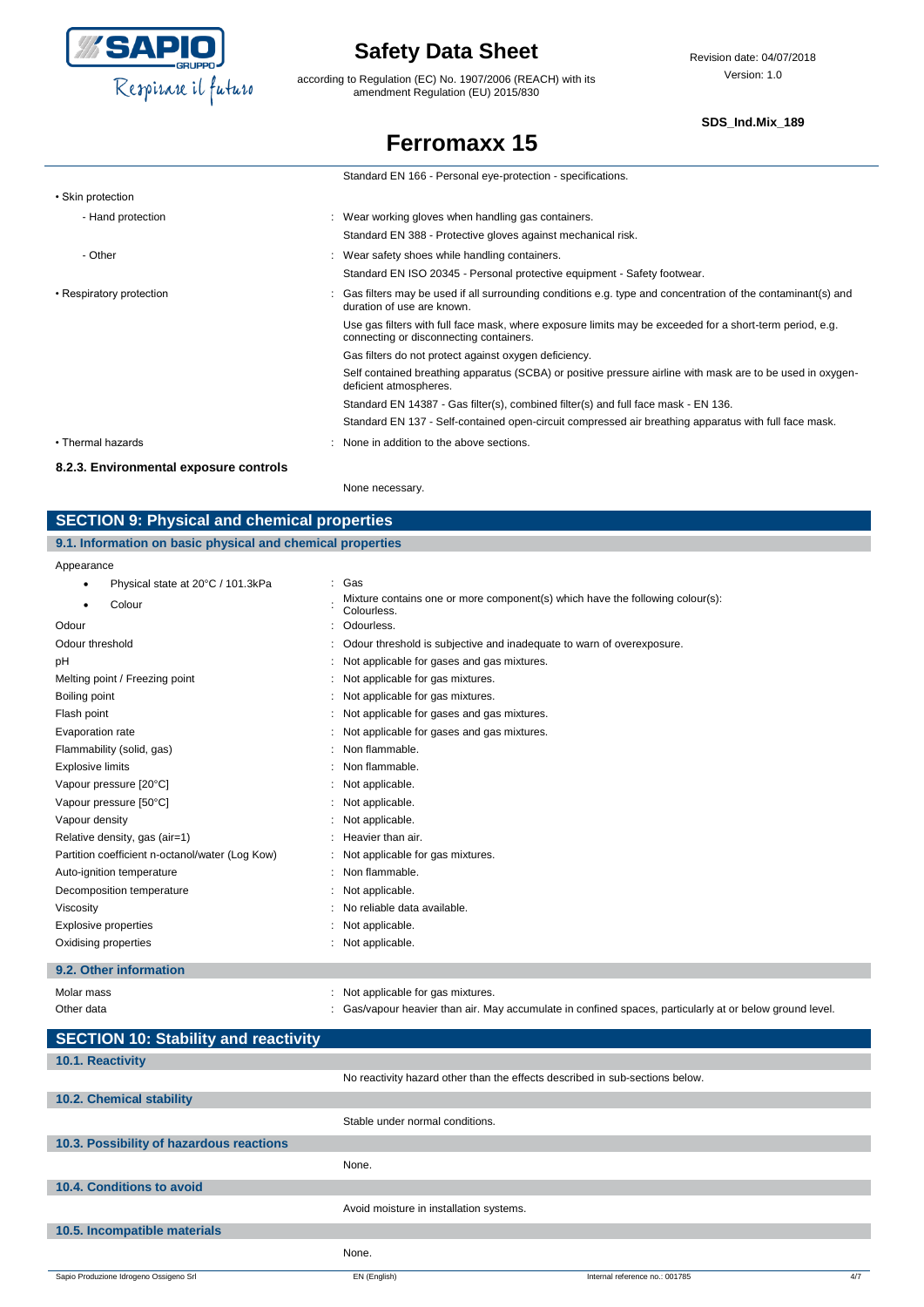Standard EN 166 - Personal eye-protection - specifications.

| | |
|---|---|
| • Skin protection | |
| - Hand protection | : Wear working gloves when handling gas containers. |
| | Standard EN 388 - Protective gloves against mechanical risk. |
| - Other | : Wear safety shoes while handling containers. |
| | Standard EN ISO 20345 - Personal protective equipment - Safety footwear. |
| • Respiratory protection | : Gas filters may be used if all surrounding conditions e.g. type and concentration of the contaminant(s) and duration of use are known. |
| | Use gas filters with full face mask, where exposure limits may be exceeded for a short-term period, e.g. connecting or disconnecting containers. |
| | Gas filters do not protect against oxygen deficiency. |
| | Self contained breathing apparatus (SCBA) or positive pressure airline with mask are to be used in oxygen-deficient atmospheres. |
| | Standard EN 14387 - Gas filter(s), combined filter(s) and full face mask - EN 136. |
| | Standard EN 137 - Self-contained open-circuit compressed air breathing apparatus with full face mask. |
| • Thermal hazards | : None in addition to the above sections. |

#### 8.2.3. Environmental exposure controls

None necessary.

## SECTION 9: Physical and chemical properties

### 9.1. Information on basic physical and chemical properties

Appearance

| | |
|---|---|
| • Physical state at 20°C / 101.3kPa | : Gas |
| • Colour | : Mixture contains one or more component(s) which have the following colour(s): Colourless. |
| Odour | : Odourless. |
| Odour threshold | : Odour threshold is subjective and inadequate to warn of overexposure. |
| pH | : Not applicable for gases and gas mixtures. |
| Melting point / Freezing point | : Not applicable for gas mixtures. |
| Boiling point | : Not applicable for gas mixtures. |
| Flash point | : Not applicable for gases and gas mixtures. |
| Evaporation rate | : Not applicable for gases and gas mixtures. |
| Flammability (solid, gas) | : Non flammable. |
| Explosive limits | : Non flammable. |
| Vapour pressure [20°C] | : Not applicable. |
| Vapour pressure [50°C] | : Not applicable. |
| Vapour density | : Not applicable. |
| Relative density, gas (air=1) | : Heavier than air. |
| Partition coefficient n-octanol/water (Log Kow) | : Not applicable for gas mixtures. |
| Auto-ignition temperature | : Non flammable. |
| Decomposition temperature | : Not applicable. |
| Viscosity | : No reliable data available. |
| Explosive properties | : Not applicable. |
| Oxidising properties | : Not applicable. |

### 9.2. Other information

| | |
|---|---|
| Molar mass | : Not applicable for gas mixtures. |
| Other data | : Gas/vapour heavier than air. May accumulate in confined spaces, particularly at or below ground level. |

## SECTION 10: Stability and reactivity

### 10.1. Reactivity

No reactivity hazard other than the effects described in sub-sections below.

### 10.2. Chemical stability

Stable under normal conditions.

### 10.3. Possibility of hazardous reactions

None.

### 10.4. Conditions to avoid

Avoid moisture in installation systems.

### 10.5. Incompatible materials

None.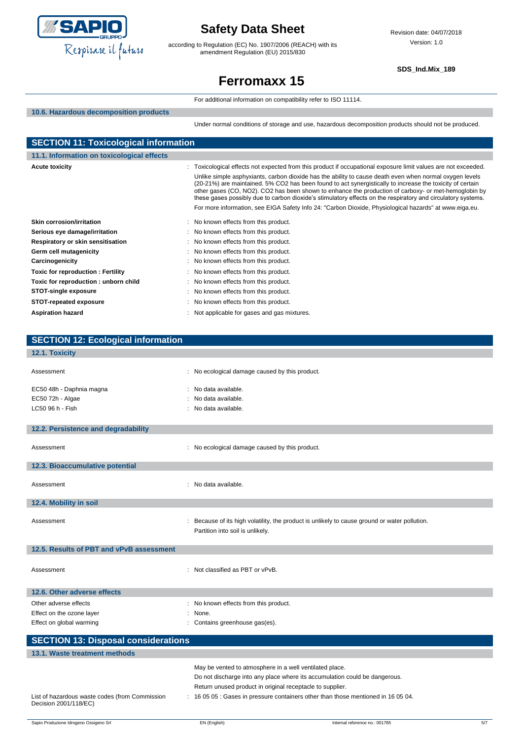For additional information on compatibility refer to ISO 11114.

### 10.6. Hazardous decomposition products

Under normal conditions of storage and use, hazardous decomposition products should not be produced.

## SECTION 11: Toxicological information

### 11.1. Information on toxicological effects

**Acute toxicity** : Toxicological effects not expected from this product if occupational exposure limit values are not exceeded.

Unlike simple asphyxiants, carbon dioxide has the ability to cause death even when normal oxygen levels (20-21%) are maintained. 5% $CO_2$ has been found to act synergistically to increase the toxicity of certain other gases (CO, $NO_2$). $CO_2$ has been shown to enhance the production of carboxy- or met-hemoglobin by these gases possibly due to carbon dioxide's stimulatory effects on the respiratory and circulatory systems.

For more information, see EIGA Safety Info 24: "Carbon Dioxide, Physiological hazards" at www.eiga.eu.

| | |
|---|---|
| **Skin corrosion/irritation** | : No known effects from this product. |
| **Serious eye damage/irritation** | : No known effects from this product. |
| **Respiratory or skin sensitisation** | : No known effects from this product. |
| **Germ cell mutagenicity** | : No known effects from this product. |
| **Carcinogenicity** | : No known effects from this product. |
| **Toxic for reproduction : Fertility** | : No known effects from this product. |
| **Toxic for reproduction : unborn child** | : No known effects from this product. |
| **STOT-single exposure** | : No known effects from this product. |
| **STOT-repeated exposure** | : No known effects from this product. |
| **Aspiration hazard** | : Not applicable for gases and gas mixtures. |

## SECTION 12: Ecological information

### 12.1. Toxicity

| | |
|---|---|
| Assessment | : No ecological damage caused by this product. |
| EC50 48h - Daphnia magna | : No data available. |
| EC50 72h - Algae | : No data available. |
| LC50 96 h - Fish | : No data available. |

### 12.2. Persistence and degradability

Assessment : No ecological damage caused by this product.

### 12.3. Bioaccumulative potential

Assessment : No data available.

### 12.4. Mobility in soil

Assessment : Because of its high volatility, the product is unlikely to cause ground or water pollution.
Partition into soil is unlikely.

### 12.5. Results of PBT and vPvB assessment

Assessment : Not classified as PBT or vPvB.

### 12.6. Other adverse effects

| | |
|---|---|
| Other adverse effects | : No known effects from this product. |
| Effect on the ozone layer | : None. |
| Effect on global warming | : Contains greenhouse gas(es). |

## SECTION 13: Disposal considerations

### 13.1. Waste treatment methods

May be vented to atmosphere in a well ventilated place.
Do not discharge into any place where its accumulation could be dangerous.
Return unused product in original receptacle to supplier.

List of hazardous waste codes (from Commission Decision 2001/118/EC) : 16 05 05 : Gases in pressure containers other than those mentioned in 16 05 04.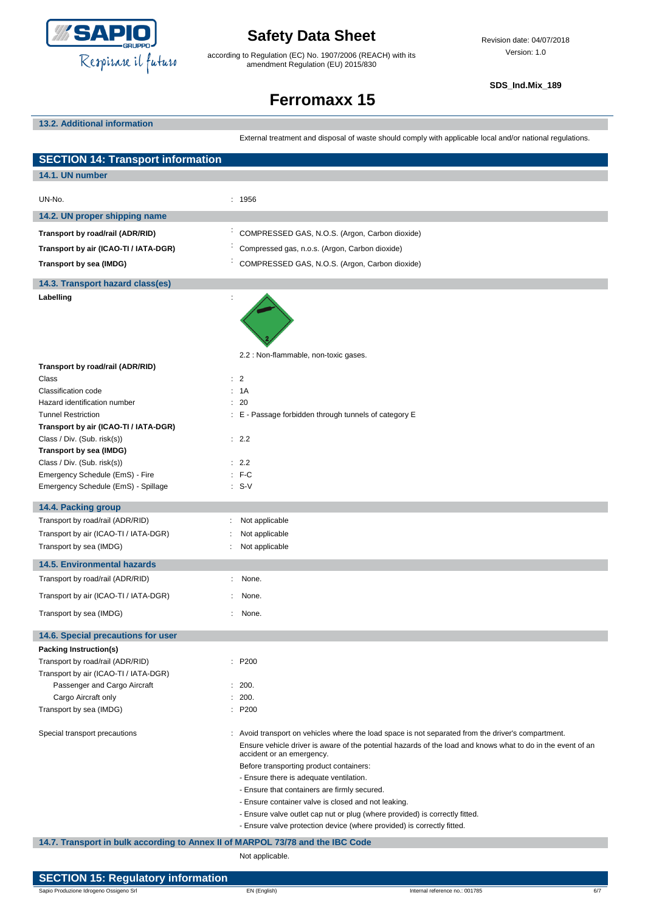### 13.2. Additional information

External treatment and disposal of waste should comply with applicable local and/or national regulations.

## SECTION 14: Transport information

### 14.1. UN number

| | |
|---|---|
| UN-No. | : 1956 |

### 14.2. UN proper shipping name

| | |
|---|---|
| **Transport by road/rail (ADR/RID)** | : COMPRESSED GAS, N.O.S. (Argon, Carbon dioxide) |
| **Transport by air (ICAO-TI / IATA-DGR)** | : Compressed gas, n.o.s. (Argon, Carbon dioxide) |
| **Transport by sea (IMDG)** | : COMPRESSED GAS, N.O.S. (Argon, Carbon dioxide) |

### 14.3. Transport hazard class(es)

**Labelling** :

2.2 : Non-flammable, non-toxic gases.

| | |
|---|---|
| **Transport by road/rail (ADR/RID)** | |
| Class | : 2 |
| Classification code | : 1A |
| Hazard identification number | : 20 |
| Tunnel Restriction | : E - Passage forbidden through tunnels of category E |
| **Transport by air (ICAO-TI / IATA-DGR)** | |
| Class / Div. (Sub. risk(s)) | : 2.2 |
| **Transport by sea (IMDG)** | |
| Class / Div. (Sub. risk(s)) | : 2.2 |
| Emergency Schedule (EmS) - Fire | : F-C |
| Emergency Schedule (EmS) - Spillage | : S-V |

### 14.4. Packing group

| | |
|---|---|
| Transport by road/rail (ADR/RID) | : Not applicable |
| Transport by air (ICAO-TI / IATA-DGR) | : Not applicable |
| Transport by sea (IMDG) | : Not applicable |

### 14.5. Environmental hazards

| | |
|---|---|
| Transport by road/rail (ADR/RID) | : None. |
| Transport by air (ICAO-TI / IATA-DGR) | : None. |
| Transport by sea (IMDG) | : None. |

### 14.6. Special precautions for user

| | |
|---|---|
| **Packing Instruction(s)** | |
| Transport by road/rail (ADR/RID) | : P200 |
| Transport by air (ICAO-TI / IATA-DGR) | |
| Passenger and Cargo Aircraft | : 200. |
| Cargo Aircraft only | : 200. |
| Transport by sea (IMDG) | : P200 |

Special transport precautions :
Avoid transport on vehicles where the load space is not separated from the driver's compartment.
Ensure vehicle driver is aware of the potential hazards of the load and knows what to do in the event of an accident or an emergency.
Before transporting product containers:
- Ensure there is adequate ventilation.
- Ensure that containers are firmly secured.
- Ensure container valve is closed and not leaking.
- Ensure valve outlet cap nut or plug (where provided) is correctly fitted.
- Ensure valve protection device (where provided) is correctly fitted.

### 14.7. Transport in bulk according to Annex II of MARPOL 73/78 and the IBC Code

Not applicable.

## SECTION 15: Regulatory information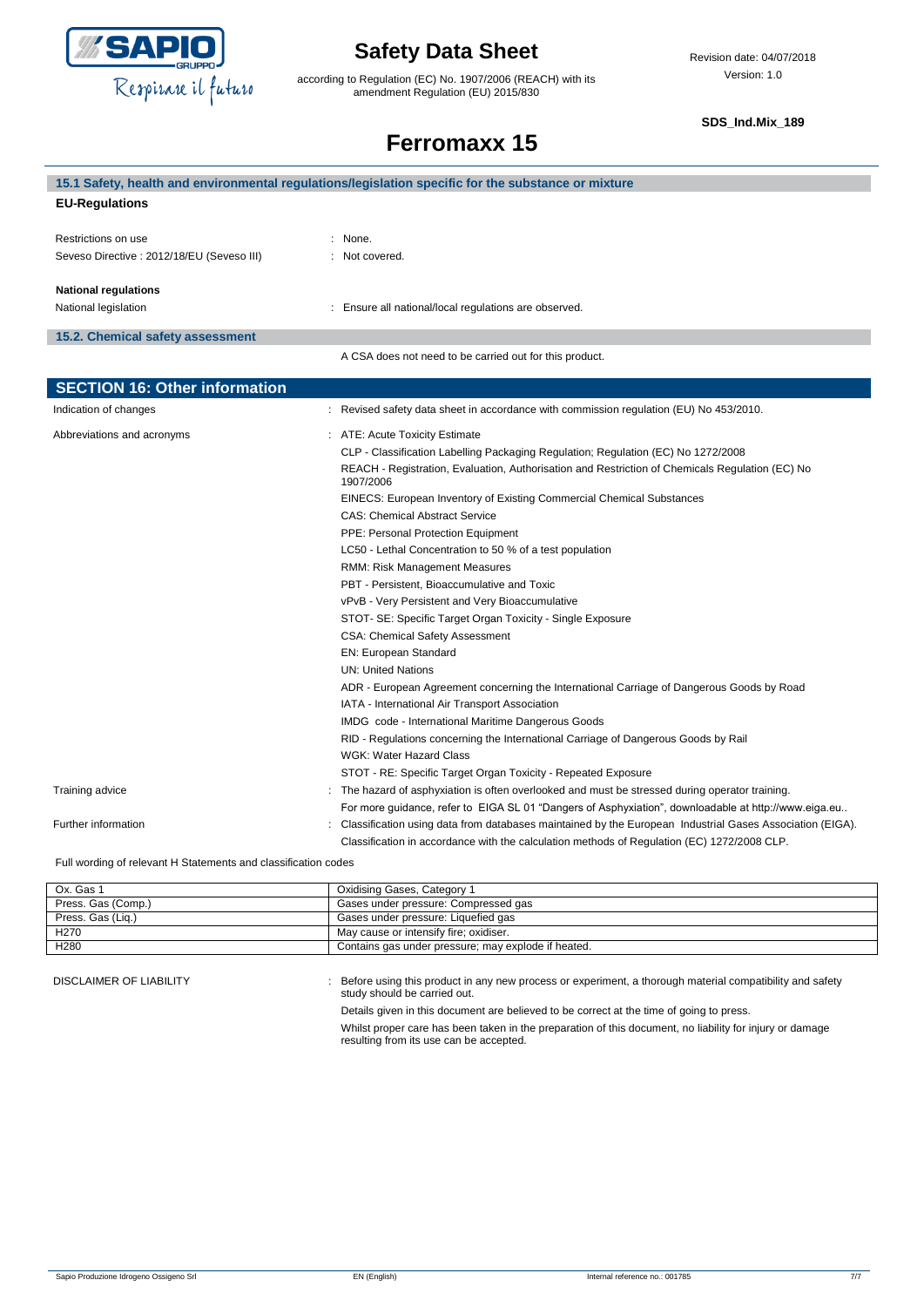# Safety Data Sheet

according to Regulation (EC) No. 1907/2006 (REACH) with its amendment Regulation (EU) 2015/830

Revision date: 04/07/2018
Version: 1.0

**SDS_Ind.Mix_189**

# Ferromaxx 15

## 15.1 Safety, health and environmental regulations/legislation specific for the substance or mixture

**EU-Regulations**

Restrictions on use : None.

Seveso Directive : 2012/18/EU (Seveso III) : Not covered.

**National regulations**

National legislation : Ensure all national/local regulations are observed.

## 15.2. Chemical safety assessment

A CSA does not need to be carried out for this product.

## SECTION 16: Other information

Indication of changes : Revised safety data sheet in accordance with commission regulation (EU) No 453/2010.

Abbreviations and acronyms :

ATE: Acute Toxicity Estimate
CLP - Classification Labelling Packaging Regulation; Regulation (EC) No 1272/2008
REACH - Registration, Evaluation, Authorisation and Restriction of Chemicals Regulation (EC) No 1907/2006
EINECS: European Inventory of Existing Commercial Chemical Substances
CAS: Chemical Abstract Service
PPE: Personal Protection Equipment
LC50 - Lethal Concentration to 50 % of a test population
RMM: Risk Management Measures
PBT - Persistent, Bioaccumulative and Toxic
vPvB - Very Persistent and Very Bioaccumulative
STOT- SE: Specific Target Organ Toxicity - Single Exposure
CSA: Chemical Safety Assessment
EN: European Standard
UN: United Nations
ADR - European Agreement concerning the International Carriage of Dangerous Goods by Road
IATA - International Air Transport Association
IMDG code - International Maritime Dangerous Goods
RID - Regulations concerning the International Carriage of Dangerous Goods by Rail
WGK: Water Hazard Class
STOT - RE: Specific Target Organ Toxicity - Repeated Exposure

Training advice : The hazard of asphyxiation is often overlooked and must be stressed during operator training.
For more guidance, refer to EIGA SL 01 "Dangers of Asphyxiation", downloadable at http://www.eiga.eu..

Further information : Classification using data from databases maintained by the European Industrial Gases Association (EIGA).
Classification in accordance with the calculation methods of Regulation (EC) 1272/2008 CLP.

Full wording of relevant H Statements and classification codes

| | |
|---|---|
| Ox. Gas 1 | Oxidising Gases, Category 1 |
| Press. Gas (Comp.) | Gases under pressure: Compressed gas |
| Press. Gas (Liq.) | Gases under pressure: Liquefied gas |
| H270 | May cause or intensify fire; oxidiser. |
| H280 | Contains gas under pressure; may explode if heated. |

DISCLAIMER OF LIABILITY : Before using this product in any new process or experiment, a thorough material compatibility and safety study should be carried out.
Details given in this document are believed to be correct at the time of going to press.
Whilst proper care has been taken in the preparation of this document, no liability for injury or damage resulting from its use can be accepted.